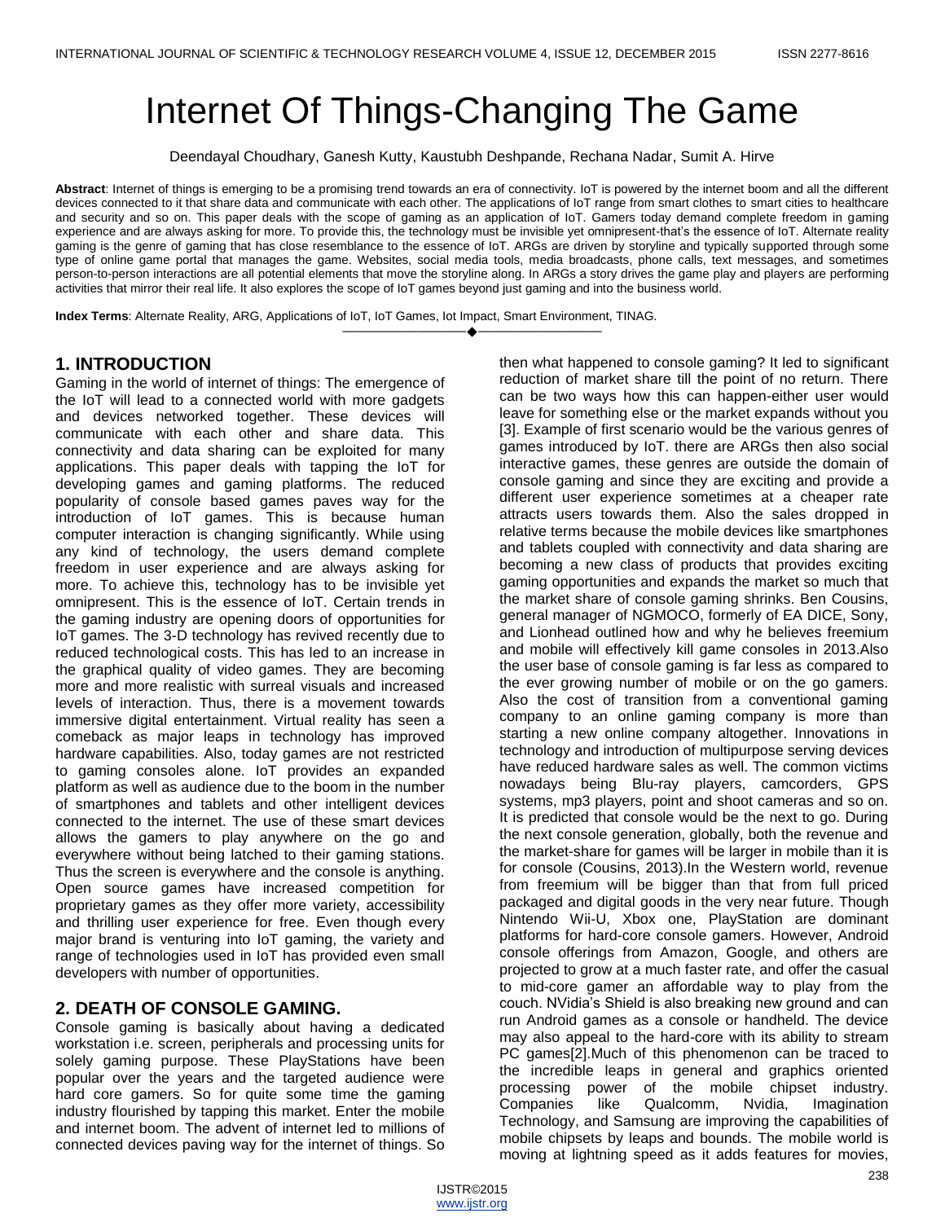# Internet Of Things-Changing The Game

Deendayal Choudhary, Ganesh Kutty, Kaustubh Deshpande, Rechana Nadar, Sumit A. Hirve

**Abstract**: Internet of things is emerging to be a promising trend towards an era of connectivity. IoT is powered by the internet boom and all the different devices connected to it that share data and communicate with each other. The applications of IoT range from smart clothes to smart cities to healthcare and security and so on. This paper deals with the scope of gaming as an application of IoT. Gamers today demand complete freedom in gaming experience and are always asking for more. To provide this, the technology must be invisible yet omnipresent-that's the essence of IoT. Alternate reality gaming is the genre of gaming that has close resemblance to the essence of IoT. ARGs are driven by storyline and typically supported through some type of online game portal that manages the game. Websites, social media tools, media broadcasts, phone calls, text messages, and sometimes person-to-person interactions are all potential elements that move the storyline along. In ARGs a story drives the game play and players are performing activities that mirror their real life. It also explores the scope of IoT games beyond just gaming and into the business world.

**Index Terms**: Alternate Reality, ARG, Applications of IoT, IoT Games, Iot Impact, Smart Environment, TINAG.

## 1. INTRODUCTION

Gaming in the world of internet of things: The emergence of the IoT will lead to a connected world with more gadgets and devices networked together. These devices will communicate with each other and share data. This connectivity and data sharing can be exploited for many applications. This paper deals with tapping the IoT for developing games and gaming platforms. The reduced popularity of console based games paves way for the introduction of IoT games. This is because human computer interaction is changing significantly. While using any kind of technology, the users demand complete freedom in user experience and are always asking for more. To achieve this, technology has to be invisible yet omnipresent. This is the essence of IoT. Certain trends in the gaming industry are opening doors of opportunities for IoT games. The 3-D technology has revived recently due to reduced technological costs. This has led to an increase in the graphical quality of video games. They are becoming more and more realistic with surreal visuals and increased levels of interaction. Thus, there is a movement towards immersive digital entertainment. Virtual reality has seen a comeback as major leaps in technology has improved hardware capabilities. Also, today games are not restricted to gaming consoles alone. IoT provides an expanded platform as well as audience due to the boom in the number of smartphones and tablets and other intelligent devices connected to the internet. The use of these smart devices allows the gamers to play anywhere on the go and everywhere without being latched to their gaming stations. Thus the screen is everywhere and the console is anything. Open source games have increased competition for proprietary games as they offer more variety, accessibility and thrilling user experience for free. Even though every major brand is venturing into IoT gaming, the variety and range of technologies used in IoT has provided even small developers with number of opportunities.

## 2. DEATH OF CONSOLE GAMING.

Console gaming is basically about having a dedicated workstation i.e. screen, peripherals and processing units for solely gaming purpose. These PlayStations have been popular over the years and the targeted audience were hard core gamers. So for quite some time the gaming industry flourished by tapping this market. Enter the mobile and internet boom. The advent of internet led to millions of connected devices paving way for the internet of things. So then what happened to console gaming? It led to significant reduction of market share till the point of no return. There can be two ways how this can happen-either user would leave for something else or the market expands without you [3]. Example of first scenario would be the various genres of games introduced by IoT. there are ARGs then also social interactive games, these genres are outside the domain of console gaming and since they are exciting and provide a different user experience sometimes at a cheaper rate attracts users towards them. Also the sales dropped in relative terms because the mobile devices like smartphones and tablets coupled with connectivity and data sharing are becoming a new class of products that provides exciting gaming opportunities and expands the market so much that the market share of console gaming shrinks. Ben Cousins, general manager of NGMOCO, formerly of EA DICE, Sony, and Lionhead outlined how and why he believes freemium and mobile will effectively kill game consoles in 2013.Also the user base of console gaming is far less as compared to the ever growing number of mobile or on the go gamers. Also the cost of transition from a conventional gaming company to an online gaming company is more than starting a new online company altogether. Innovations in technology and introduction of multipurpose serving devices have reduced hardware sales as well. The common victims nowadays being Blu-ray players, camcorders, GPS systems, mp3 players, point and shoot cameras and so on. It is predicted that console would be the next to go. During the next console generation, globally, both the revenue and the market-share for games will be larger in mobile than it is for console (Cousins, 2013).In the Western world, revenue from freemium will be bigger than that from full priced packaged and digital goods in the very near future. Though Nintendo Wii-U, Xbox one, PlayStation are dominant platforms for hard-core console gamers. However, Android console offerings from Amazon, Google, and others are projected to grow at a much faster rate, and offer the casual to mid-core gamer an affordable way to play from the couch. NVidia's Shield is also breaking new ground and can run Android games as a console or handheld. The device may also appeal to the hard-core with its ability to stream PC games[2].Much of this phenomenon can be traced to the incredible leaps in general and graphics oriented processing power of the mobile chipset industry. Companies like Qualcomm, Nvidia, Imagination Technology, and Samsung are improving the capabilities of mobile chipsets by leaps and bounds. The mobile world is moving at lightning speed as it adds features for movies,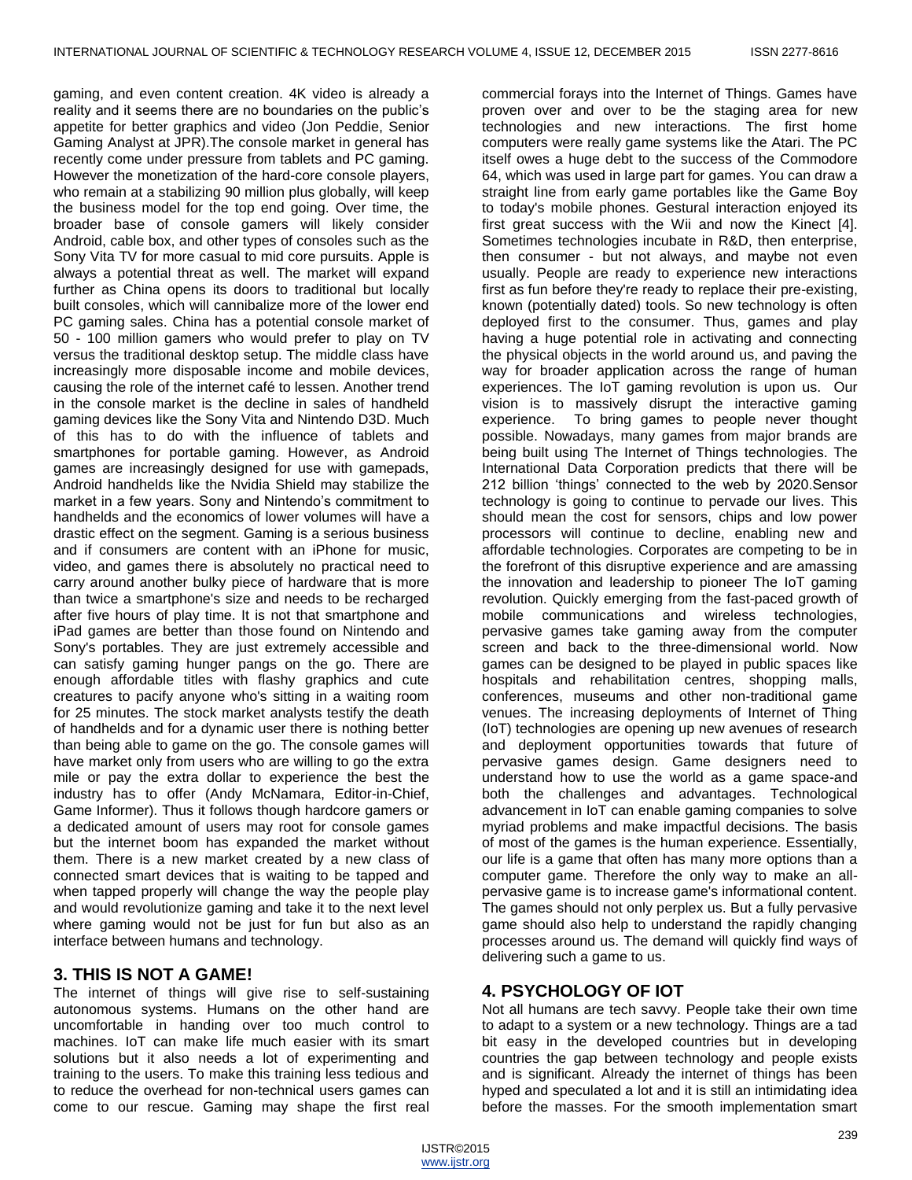gaming, and even content creation. 4K video is already a reality and it seems there are no boundaries on the public's appetite for better graphics and video (Jon Peddie, Senior Gaming Analyst at JPR).The console market in general has recently come under pressure from tablets and PC gaming. However the monetization of the hard-core console players, who remain at a stabilizing 90 million plus globally, will keep the business model for the top end going. Over time, the broader base of console gamers will likely consider Android, cable box, and other types of consoles such as the Sony Vita TV for more casual to mid core pursuits. Apple is always a potential threat as well. The market will expand further as China opens its doors to traditional but locally built consoles, which will cannibalize more of the lower end PC gaming sales. China has a potential console market of 50 - 100 million gamers who would prefer to play on TV versus the traditional desktop setup. The middle class have increasingly more disposable income and mobile devices, causing the role of the internet café to lessen. Another trend in the console market is the decline in sales of handheld gaming devices like the Sony Vita and Nintendo D3D. Much of this has to do with the influence of tablets and smartphones for portable gaming. However, as Android games are increasingly designed for use with gamepads, Android handhelds like the Nvidia Shield may stabilize the market in a few years. Sony and Nintendo's commitment to handhelds and the economics of lower volumes will have a drastic effect on the segment. Gaming is a serious business and if consumers are content with an iPhone for music, video, and games there is absolutely no practical need to carry around another bulky piece of hardware that is more than twice a smartphone's size and needs to be recharged after five hours of play time. It is not that smartphone and iPad games are better than those found on Nintendo and Sony's portables. They are just extremely accessible and can satisfy gaming hunger pangs on the go. There are enough affordable titles with flashy graphics and cute creatures to pacify anyone who's sitting in a waiting room for 25 minutes. The stock market analysts testify the death of handhelds and for a dynamic user there is nothing better than being able to game on the go. The console games will have market only from users who are willing to go the extra mile or pay the extra dollar to experience the best the industry has to offer (Andy McNamara, Editor-in-Chief, Game Informer). Thus it follows though hardcore gamers or a dedicated amount of users may root for console games but the internet boom has expanded the market without them. There is a new market created by a new class of connected smart devices that is waiting to be tapped and when tapped properly will change the way the people play and would revolutionize gaming and take it to the next level where gaming would not be just for fun but also as an interface between humans and technology.

## 3. THIS IS NOT A GAME!

The internet of things will give rise to self-sustaining autonomous systems. Humans on the other hand are uncomfortable in handing over too much control to machines. IoT can make life much easier with its smart solutions but it also needs a lot of experimenting and training to the users. To make this training less tedious and to reduce the overhead for non-technical users games can come to our rescue. Gaming may shape the first real commercial forays into the Internet of Things. Games have proven over and over to be the staging area for new technologies and new interactions. The first home computers were really game systems like the Atari. The PC itself owes a huge debt to the success of the Commodore 64, which was used in large part for games. You can draw a straight line from early game portables like the Game Boy to today's mobile phones. Gestural interaction enjoyed its first great success with the Wii and now the Kinect [4]. Sometimes technologies incubate in R&D, then enterprise, then consumer - but not always, and maybe not even usually. People are ready to experience new interactions first as fun before they're ready to replace their pre-existing, known (potentially dated) tools. So new technology is often deployed first to the consumer. Thus, games and play having a huge potential role in activating and connecting the physical objects in the world around us, and paving the way for broader application across the range of human experiences. The IoT gaming revolution is upon us. Our vision is to massively disrupt the interactive gaming experience. To bring games to people never thought possible. Nowadays, many games from major brands are being built using The Internet of Things technologies. The International Data Corporation predicts that there will be 212 billion 'things' connected to the web by 2020.Sensor technology is going to continue to pervade our lives. This should mean the cost for sensors, chips and low power processors will continue to decline, enabling new and affordable technologies. Corporates are competing to be in the forefront of this disruptive experience and are amassing the innovation and leadership to pioneer The IoT gaming revolution. Quickly emerging from the fast-paced growth of mobile communications and wireless technologies, pervasive games take gaming away from the computer screen and back to the three-dimensional world. Now games can be designed to be played in public spaces like hospitals and rehabilitation centres, shopping malls, conferences, museums and other non-traditional game venues. The increasing deployments of Internet of Thing (IoT) technologies are opening up new avenues of research and deployment opportunities towards that future of pervasive games design. Game designers need to understand how to use the world as a game space-and both the challenges and advantages. Technological advancement in IoT can enable gaming companies to solve myriad problems and make impactful decisions. The basis of most of the games is the human experience. Essentially, our life is a game that often has many more options than a computer game. Therefore the only way to make an all-pervasive game is to increase game's informational content. The games should not only perplex us. But a fully pervasive game should also help to understand the rapidly changing processes around us. The demand will quickly find ways of delivering such a game to us.

## 4. PSYCHOLOGY OF IOT

Not all humans are tech savvy. People take their own time to adapt to a system or a new technology. Things are a tad bit easy in the developed countries but in developing countries the gap between technology and people exists and is significant. Already the internet of things has been hyped and speculated a lot and it is still an intimidating idea before the masses. For the smooth implementation smart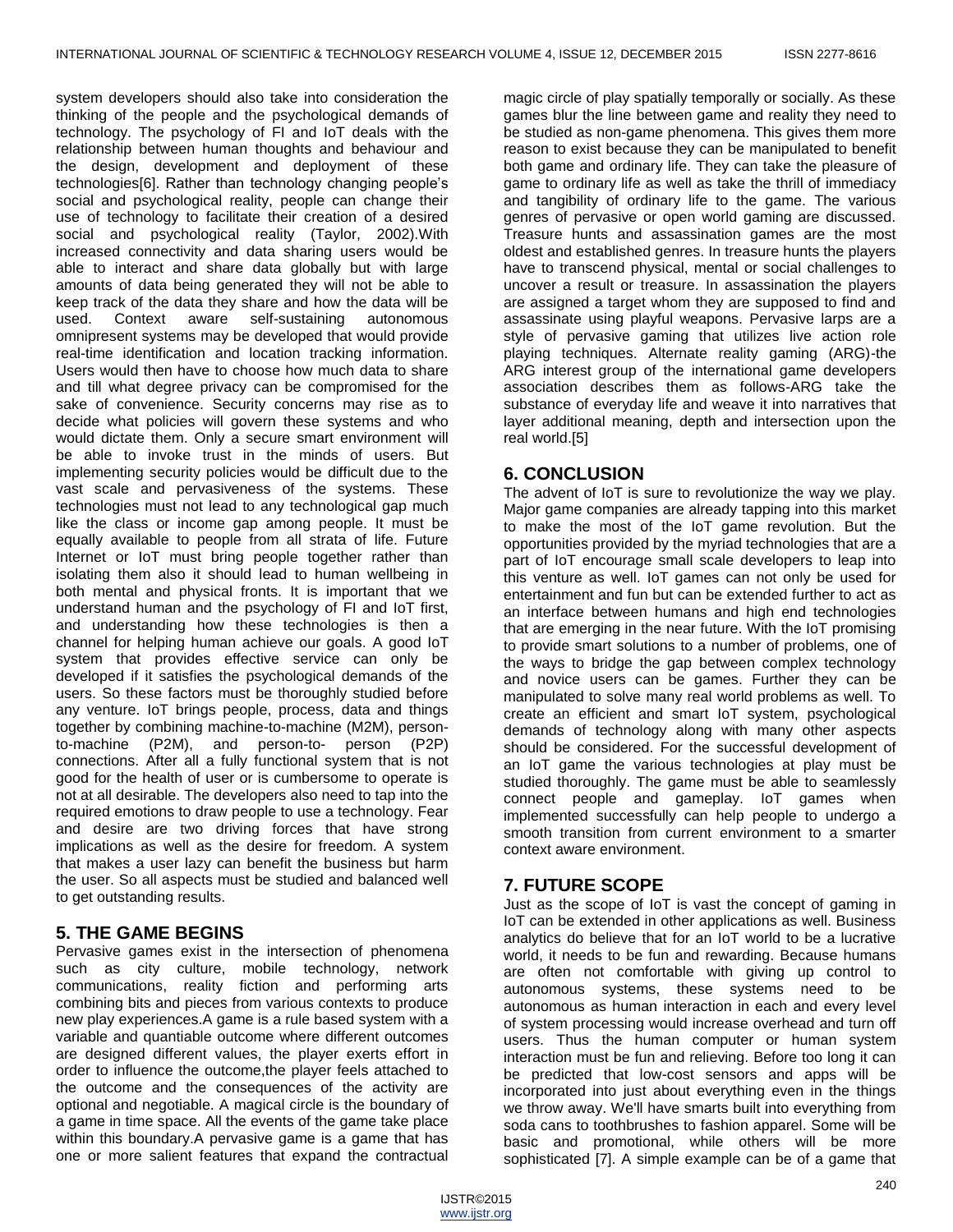system developers should also take into consideration the thinking of the people and the psychological demands of technology. The psychology of FI and IoT deals with the relationship between human thoughts and behaviour and the design, development and deployment of these technologies[6]. Rather than technology changing people's social and psychological reality, people can change their use of technology to facilitate their creation of a desired social and psychological reality (Taylor, 2002).With increased connectivity and data sharing users would be able to interact and share data globally but with large amounts of data being generated they will not be able to keep track of the data they share and how the data will be used. Context aware self-sustaining autonomous omnipresent systems may be developed that would provide real-time identification and location tracking information. Users would then have to choose how much data to share and till what degree privacy can be compromised for the sake of convenience. Security concerns may rise as to decide what policies will govern these systems and who would dictate them. Only a secure smart environment will be able to invoke trust in the minds of users. But implementing security policies would be difficult due to the vast scale and pervasiveness of the systems. These technologies must not lead to any technological gap much like the class or income gap among people. It must be equally available to people from all strata of life. Future Internet or IoT must bring people together rather than isolating them also it should lead to human wellbeing in both mental and physical fronts. It is important that we understand human and the psychology of FI and IoT first, and understanding how these technologies is then a channel for helping human achieve our goals. A good IoT system that provides effective service can only be developed if it satisfies the psychological demands of the users. So these factors must be thoroughly studied before any venture. IoT brings people, process, data and things together by combining machine-to-machine (M2M), person-to-machine (P2M), and person-to- person (P2P) connections. After all a fully functional system that is not good for the health of user or is cumbersome to operate is not at all desirable. The developers also need to tap into the required emotions to draw people to use a technology. Fear and desire are two driving forces that have strong implications as well as the desire for freedom. A system that makes a user lazy can benefit the business but harm the user. So all aspects must be studied and balanced well to get outstanding results.

## 5. THE GAME BEGINS

Pervasive games exist in the intersection of phenomena such as city culture, mobile technology, network communications, reality fiction and performing arts combining bits and pieces from various contexts to produce new play experiences.A game is a rule based system with a variable and quantiable outcome where different outcomes are designed different values, the player exerts effort in order to influence the outcome,the player feels attached to the outcome and the consequences of the activity are optional and negotiable. A magical circle is the boundary of a game in time space. All the events of the game take place within this boundary.A pervasive game is a game that has one or more salient features that expand the contractual magic circle of play spatially temporally or socially. As these games blur the line between game and reality they need to be studied as non-game phenomena. This gives them more reason to exist because they can be manipulated to benefit both game and ordinary life. They can take the pleasure of game to ordinary life as well as take the thrill of immediacy and tangibility of ordinary life to the game. The various genres of pervasive or open world gaming are discussed. Treasure hunts and assassination games are the most oldest and established genres. In treasure hunts the players have to transcend physical, mental or social challenges to uncover a result or treasure. In assassination the players are assigned a target whom they are supposed to find and assassinate using playful weapons. Pervasive larps are a style of pervasive gaming that utilizes live action role playing techniques. Alternate reality gaming (ARG)-the ARG interest group of the international game developers association describes them as follows-ARG take the substance of everyday life and weave it into narratives that layer additional meaning, depth and intersection upon the real world.[5]

## 6. CONCLUSION

The advent of IoT is sure to revolutionize the way we play. Major game companies are already tapping into this market to make the most of the IoT game revolution. But the opportunities provided by the myriad technologies that are a part of IoT encourage small scale developers to leap into this venture as well. IoT games can not only be used for entertainment and fun but can be extended further to act as an interface between humans and high end technologies that are emerging in the near future. With the IoT promising to provide smart solutions to a number of problems, one of the ways to bridge the gap between complex technology and novice users can be games. Further they can be manipulated to solve many real world problems as well. To create an efficient and smart IoT system, psychological demands of technology along with many other aspects should be considered. For the successful development of an IoT game the various technologies at play must be studied thoroughly. The game must be able to seamlessly connect people and gameplay. IoT games when implemented successfully can help people to undergo a smooth transition from current environment to a smarter context aware environment.

## 7. FUTURE SCOPE

Just as the scope of IoT is vast the concept of gaming in IoT can be extended in other applications as well. Business analytics do believe that for an IoT world to be a lucrative world, it needs to be fun and rewarding. Because humans are often not comfortable with giving up control to autonomous systems, these systems need to be autonomous as human interaction in each and every level of system processing would increase overhead and turn off users. Thus the human computer or human system interaction must be fun and relieving. Before too long it can be predicted that low-cost sensors and apps will be incorporated into just about everything even in the things we throw away. We'll have smarts built into everything from soda cans to toothbrushes to fashion apparel. Some will be basic and promotional, while others will be more sophisticated [7]. A simple example can be of a game that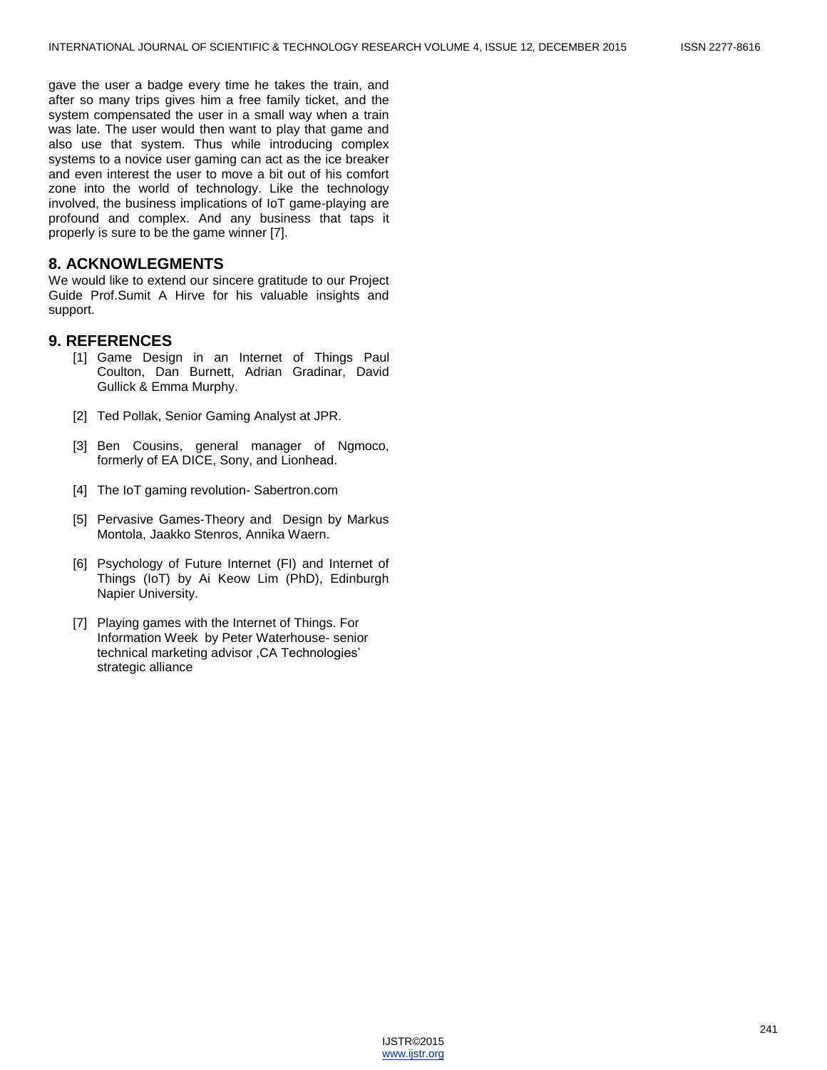gave the user a badge every time he takes the train, and after so many trips gives him a free family ticket, and the system compensated the user in a small way when a train was late. The user would then want to play that game and also use that system. Thus while introducing complex systems to a novice user gaming can act as the ice breaker and even interest the user to move a bit out of his comfort zone into the world of technology. Like the technology involved, the business implications of IoT game-playing are profound and complex. And any business that taps it properly is sure to be the game winner [7].

## 8. ACKNOWLEGMENTS

We would like to extend our sincere gratitude to our Project Guide Prof.Sumit A Hirve for his valuable insights and support.

## 9. REFERENCES

[1] Game Design in an Internet of Things Paul Coulton, Dan Burnett, Adrian Gradinar, David Gullick & Emma Murphy.

[2] Ted Pollak, Senior Gaming Analyst at JPR.

[3] Ben Cousins, general manager of Ngmoco, formerly of EA DICE, Sony, and Lionhead.

[4] The IoT gaming revolution- Sabertron.com

[5] Pervasive Games-Theory and Design by Markus Montola, Jaakko Stenros, Annika Waern.

[6] Psychology of Future Internet (FI) and Internet of Things (IoT) by Ai Keow Lim (PhD), Edinburgh Napier University.

[7] Playing games with the Internet of Things. For Information Week by Peter Waterhouse- senior technical marketing advisor ,CA Technologies' strategic alliance